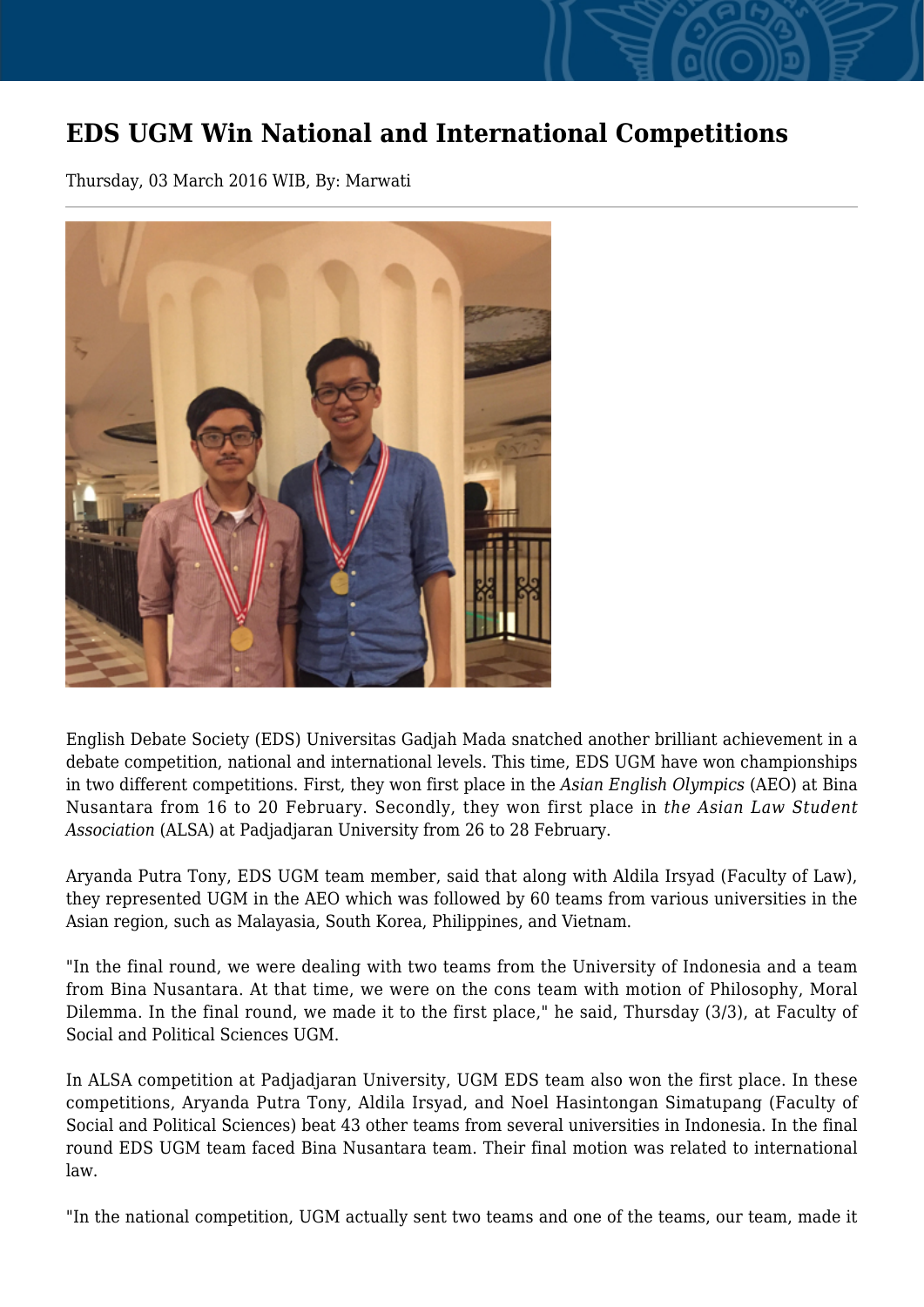# EDS UGM Win National and International Competitions

Thursday, 03 March 2016 WIB, By: Marwati

English Debate Society (EDS) Universitas Gadjah Mada snatched another brilliant achievement in a debate competition, national and international levels. This time, EDS UGM have won championships in two different competitions. First, they won first place in the *Asian English Olympics* (AEO) at Bina Nusantara from 16 to 20 February. Secondly, they won first place in *the Asian Law Student Association* (ALSA) at Padjadjaran University from 26 to 28 February.

Aryanda Putra Tony, EDS UGM team member, said that along with Aldila Irsyad (Faculty of Law), they represented UGM in the AEO which was followed by 60 teams from various universities in the Asian region, such as Malayasia, South Korea, Philippines, and Vietnam.

"In the final round, we were dealing with two teams from the University of Indonesia and a team from Bina Nusantara. At that time, we were on the cons team with motion of Philosophy, Moral Dilemma. In the final round, we made it to the first place," he said, Thursday (3/3), at Faculty of Social and Political Sciences UGM.

In ALSA competition at Padjadjaran University, UGM EDS team also won the first place. In these competitions, Aryanda Putra Tony, Aldila Irsyad, and Noel Hasintongan Simatupang (Faculty of Social and Political Sciences) beat 43 other teams from several universities in Indonesia. In the final round EDS UGM team faced Bina Nusantara team. Their final motion was related to international law.

"In the national competition, UGM actually sent two teams and one of the teams, our team, made it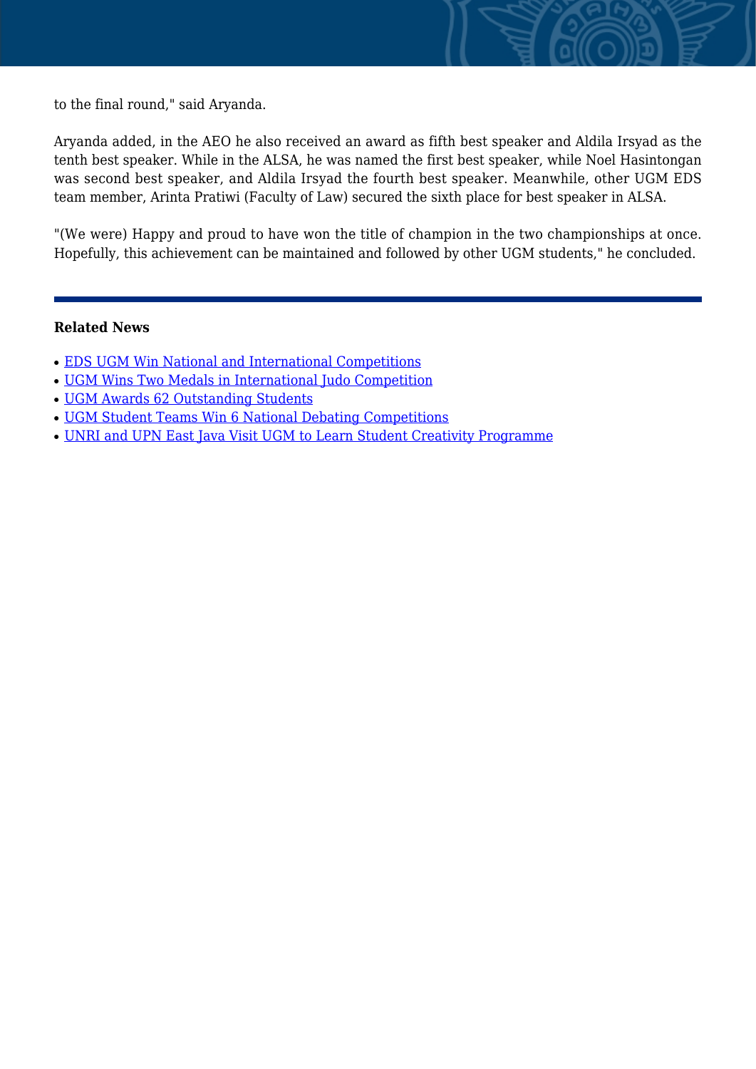to the final round," said Aryanda.

Aryanda added, in the AEO he also received an award as fifth best speaker and Aldila Irsyad as the tenth best speaker. While in the ALSA, he was named the first best speaker, while Noel Hasintongan was second best speaker, and Aldila Irsyad the fourth best speaker. Meanwhile, other UGM EDS team member, Arinta Pratiwi (Faculty of Law) secured the sixth place for best speaker in ALSA.

"(We were) Happy and proud to have won the title of champion in the two championships at once. Hopefully, this achievement can be maintained and followed by other UGM students," he concluded.

---

**Related News**

- EDS UGM Win National and International Competitions
- UGM Wins Two Medals in International Judo Competition
- UGM Awards 62 Outstanding Students
- UGM Student Teams Win 6 National Debating Competitions
- UNRI and UPN East Java Visit UGM to Learn Student Creativity Programme